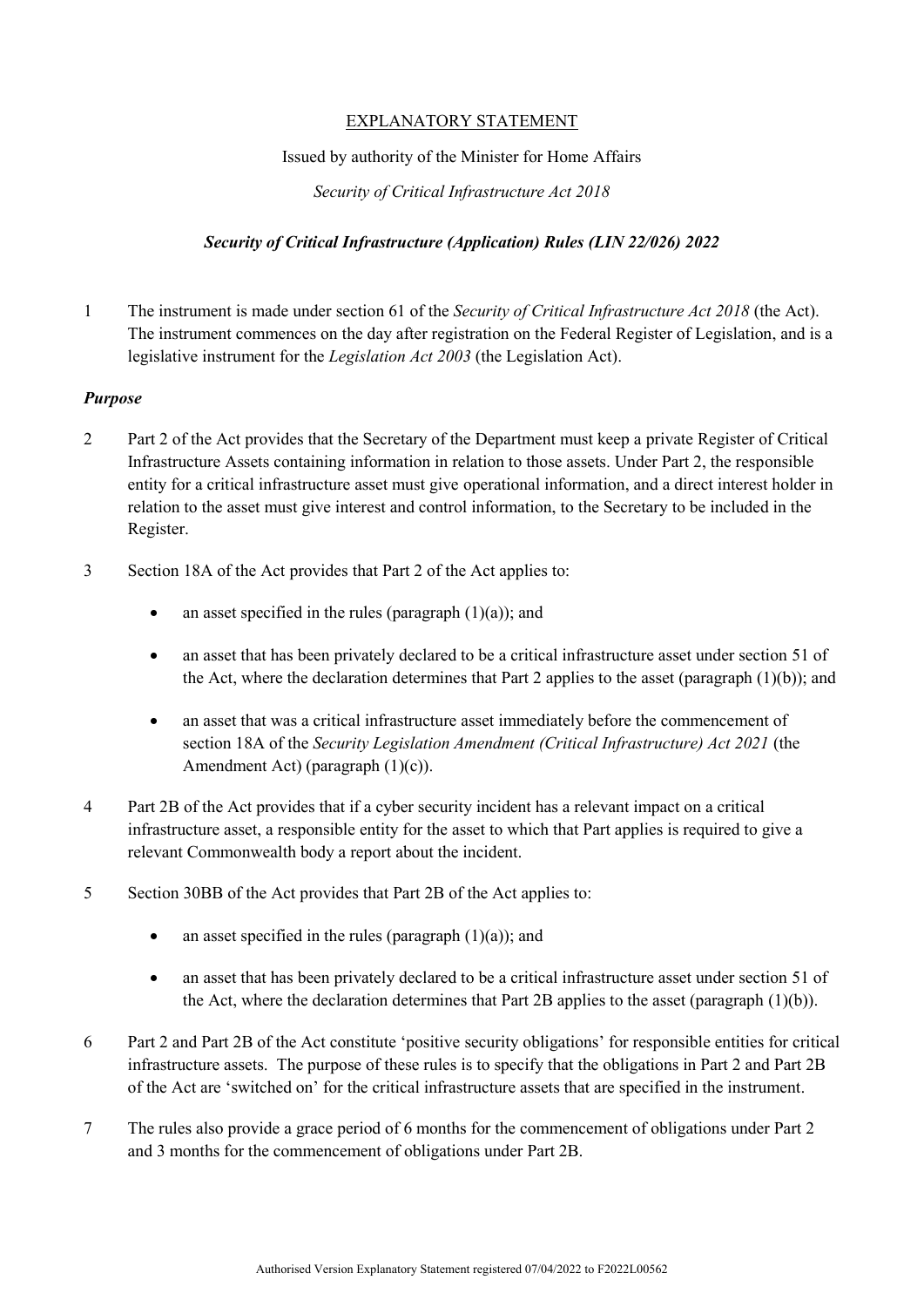EXPLANATORY STATEMENT

Issued by authority of the Minister for Home Affairs

*Security of Critical Infrastructure Act 2018*

***Security of Critical Infrastructure (Application) Rules (LIN 22/026) 2022***

1 The instrument is made under section 61 of the *Security of Critical Infrastructure Act 2018* (the Act). The instrument commences on the day after registration on the Federal Register of Legislation, and is a legislative instrument for the *Legislation Act 2003* (the Legislation Act).

### *Purpose*

2 Part 2 of the Act provides that the Secretary of the Department must keep a private Register of Critical Infrastructure Assets containing information in relation to those assets. Under Part 2, the responsible entity for a critical infrastructure asset must give operational information, and a direct interest holder in relation to the asset must give interest and control information, to the Secretary to be included in the Register.

3 Section 18A of the Act provides that Part 2 of the Act applies to:

- an asset specified in the rules (paragraph (1)(a)); and
- an asset that has been privately declared to be a critical infrastructure asset under section 51 of the Act, where the declaration determines that Part 2 applies to the asset (paragraph (1)(b)); and
- an asset that was a critical infrastructure asset immediately before the commencement of section 18A of the *Security Legislation Amendment (Critical Infrastructure) Act 2021* (the Amendment Act) (paragraph (1)(c)).

4 Part 2B of the Act provides that if a cyber security incident has a relevant impact on a critical infrastructure asset, a responsible entity for the asset to which that Part applies is required to give a relevant Commonwealth body a report about the incident.

5 Section 30BB of the Act provides that Part 2B of the Act applies to:

- an asset specified in the rules (paragraph (1)(a)); and
- an asset that has been privately declared to be a critical infrastructure asset under section 51 of the Act, where the declaration determines that Part 2B applies to the asset (paragraph (1)(b)).

6 Part 2 and Part 2B of the Act constitute 'positive security obligations' for responsible entities for critical infrastructure assets. The purpose of these rules is to specify that the obligations in Part 2 and Part 2B of the Act are 'switched on' for the critical infrastructure assets that are specified in the instrument.

7 The rules also provide a grace period of 6 months for the commencement of obligations under Part 2 and 3 months for the commencement of obligations under Part 2B.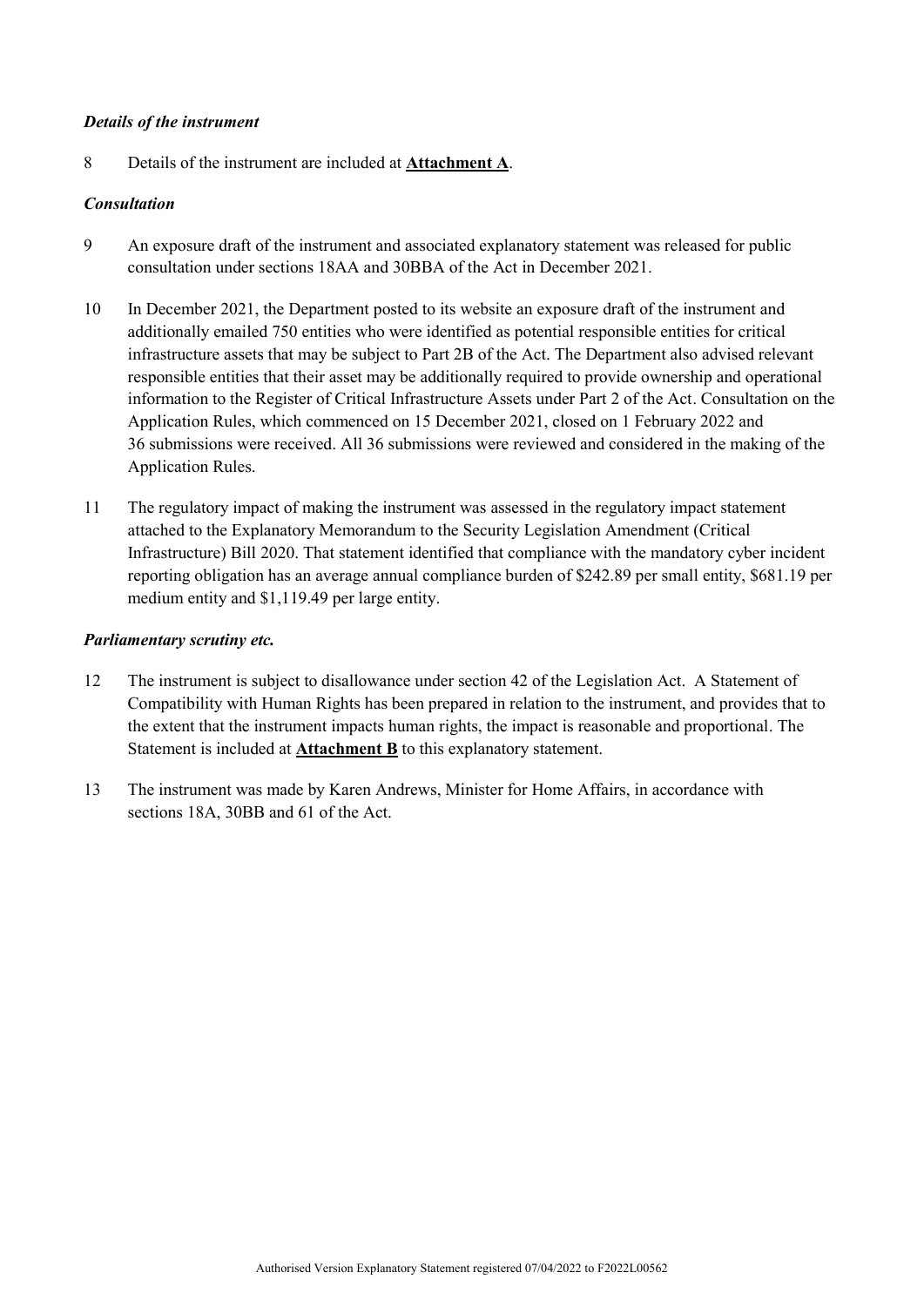### *Details of the instrument*

8 Details of the instrument are included at **Attachment A**.

### *Consultation*

9 An exposure draft of the instrument and associated explanatory statement was released for public consultation under sections 18AA and 30BBA of the Act in December 2021.

10 In December 2021, the Department posted to its website an exposure draft of the instrument and additionally emailed 750 entities who were identified as potential responsible entities for critical infrastructure assets that may be subject to Part 2B of the Act. The Department also advised relevant responsible entities that their asset may be additionally required to provide ownership and operational information to the Register of Critical Infrastructure Assets under Part 2 of the Act. Consultation on the Application Rules, which commenced on 15 December 2021, closed on 1 February 2022 and 36 submissions were received. All 36 submissions were reviewed and considered in the making of the Application Rules.

11 The regulatory impact of making the instrument was assessed in the regulatory impact statement attached to the Explanatory Memorandum to the Security Legislation Amendment (Critical Infrastructure) Bill 2020. That statement identified that compliance with the mandatory cyber incident reporting obligation has an average annual compliance burden of $242.89 per small entity, $681.19 per medium entity and $1,119.49 per large entity.

### *Parliamentary scrutiny etc.*

12 The instrument is subject to disallowance under section 42 of the Legislation Act. A Statement of Compatibility with Human Rights has been prepared in relation to the instrument, and provides that to the extent that the instrument impacts human rights, the impact is reasonable and proportional. The Statement is included at **Attachment B** to this explanatory statement.

13 The instrument was made by Karen Andrews, Minister for Home Affairs, in accordance with sections 18A, 30BB and 61 of the Act.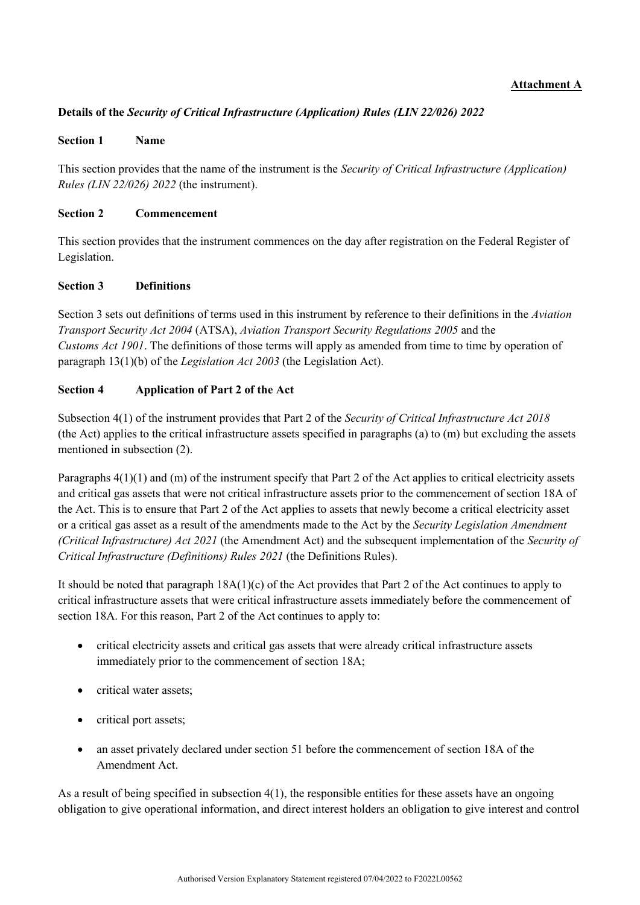**Attachment A**

**Details of the *Security of Critical Infrastructure (Application) Rules (LIN 22/026) 2022***

**Section 1 Name**

This section provides that the name of the instrument is the *Security of Critical Infrastructure (Application) Rules (LIN 22/026) 2022* (the instrument).

**Section 2 Commencement**

This section provides that the instrument commences on the day after registration on the Federal Register of Legislation.

**Section 3 Definitions**

Section 3 sets out definitions of terms used in this instrument by reference to their definitions in the *Aviation Transport Security Act 2004* (ATSA), *Aviation Transport Security Regulations 2005* and the *Customs Act 1901*. The definitions of those terms will apply as amended from time to time by operation of paragraph 13(1)(b) of the *Legislation Act 2003* (the Legislation Act).

**Section 4 Application of Part 2 of the Act**

Subsection 4(1) of the instrument provides that Part 2 of the *Security of Critical Infrastructure Act 2018* (the Act) applies to the critical infrastructure assets specified in paragraphs (a) to (m) but excluding the assets mentioned in subsection (2).

Paragraphs 4(1)(1) and (m) of the instrument specify that Part 2 of the Act applies to critical electricity assets and critical gas assets that were not critical infrastructure assets prior to the commencement of section 18A of the Act. This is to ensure that Part 2 of the Act applies to assets that newly become a critical electricity asset or a critical gas asset as a result of the amendments made to the Act by the *Security Legislation Amendment (Critical Infrastructure) Act 2021* (the Amendment Act) and the subsequent implementation of the *Security of Critical Infrastructure (Definitions) Rules 2021* (the Definitions Rules).

It should be noted that paragraph 18A(1)(c) of the Act provides that Part 2 of the Act continues to apply to critical infrastructure assets that were critical infrastructure assets immediately before the commencement of section 18A. For this reason, Part 2 of the Act continues to apply to:

- critical electricity assets and critical gas assets that were already critical infrastructure assets immediately prior to the commencement of section 18A;
- critical water assets;
- critical port assets;
- an asset privately declared under section 51 before the commencement of section 18A of the Amendment Act.

As a result of being specified in subsection 4(1), the responsible entities for these assets have an ongoing obligation to give operational information, and direct interest holders an obligation to give interest and control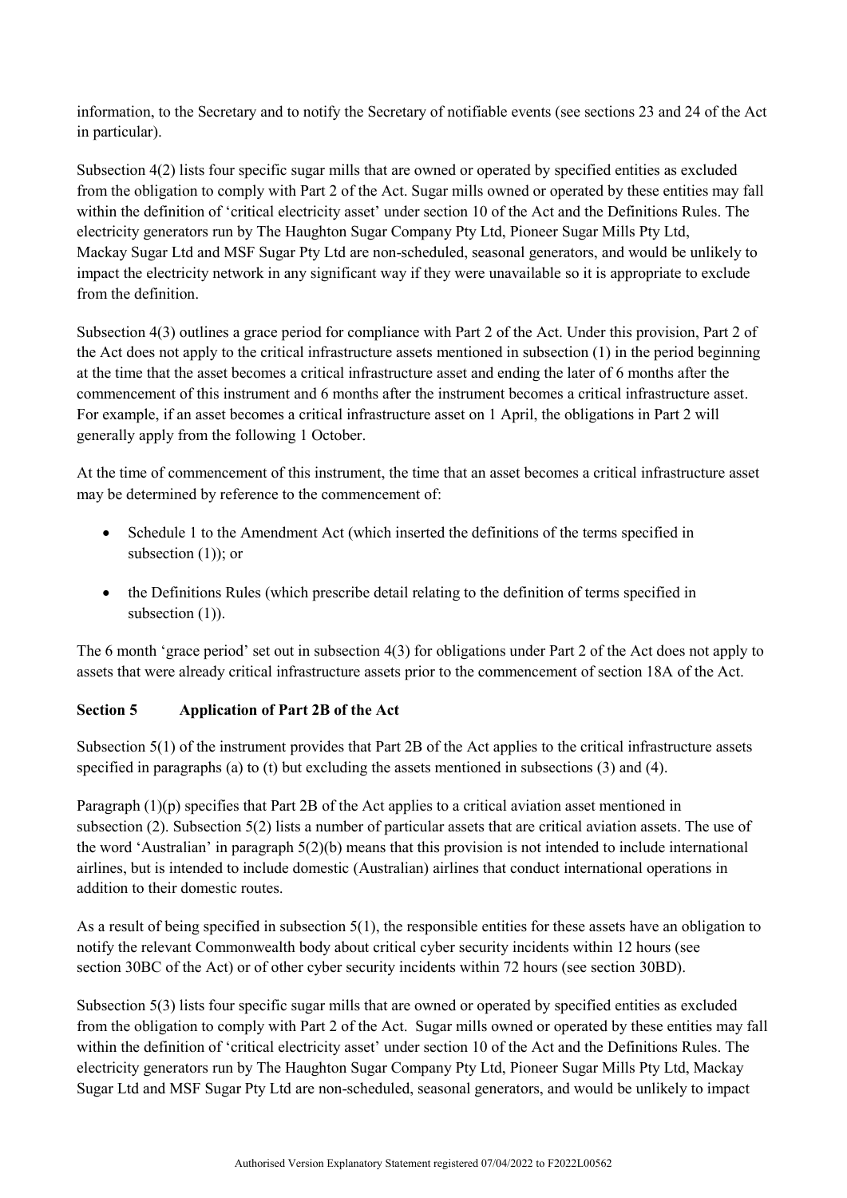information, to the Secretary and to notify the Secretary of notifiable events (see sections 23 and 24 of the Act in particular).

Subsection 4(2) lists four specific sugar mills that are owned or operated by specified entities as excluded from the obligation to comply with Part 2 of the Act. Sugar mills owned or operated by these entities may fall within the definition of 'critical electricity asset' under section 10 of the Act and the Definitions Rules. The electricity generators run by The Haughton Sugar Company Pty Ltd, Pioneer Sugar Mills Pty Ltd, Mackay Sugar Ltd and MSF Sugar Pty Ltd are non-scheduled, seasonal generators, and would be unlikely to impact the electricity network in any significant way if they were unavailable so it is appropriate to exclude from the definition.

Subsection 4(3) outlines a grace period for compliance with Part 2 of the Act. Under this provision, Part 2 of the Act does not apply to the critical infrastructure assets mentioned in subsection (1) in the period beginning at the time that the asset becomes a critical infrastructure asset and ending the later of 6 months after the commencement of this instrument and 6 months after the instrument becomes a critical infrastructure asset. For example, if an asset becomes a critical infrastructure asset on 1 April, the obligations in Part 2 will generally apply from the following 1 October.

At the time of commencement of this instrument, the time that an asset becomes a critical infrastructure asset may be determined by reference to the commencement of:

- Schedule 1 to the Amendment Act (which inserted the definitions of the terms specified in subsection (1)); or
- the Definitions Rules (which prescribe detail relating to the definition of terms specified in subsection (1)).

The 6 month 'grace period' set out in subsection 4(3) for obligations under Part 2 of the Act does not apply to assets that were already critical infrastructure assets prior to the commencement of section 18A of the Act.

**Section 5 Application of Part 2B of the Act**

Subsection 5(1) of the instrument provides that Part 2B of the Act applies to the critical infrastructure assets specified in paragraphs (a) to (t) but excluding the assets mentioned in subsections (3) and (4).

Paragraph (1)(p) specifies that Part 2B of the Act applies to a critical aviation asset mentioned in subsection (2). Subsection 5(2) lists a number of particular assets that are critical aviation assets. The use of the word 'Australian' in paragraph 5(2)(b) means that this provision is not intended to include international airlines, but is intended to include domestic (Australian) airlines that conduct international operations in addition to their domestic routes.

As a result of being specified in subsection 5(1), the responsible entities for these assets have an obligation to notify the relevant Commonwealth body about critical cyber security incidents within 12 hours (see section 30BC of the Act) or of other cyber security incidents within 72 hours (see section 30BD).

Subsection 5(3) lists four specific sugar mills that are owned or operated by specified entities as excluded from the obligation to comply with Part 2 of the Act. Sugar mills owned or operated by these entities may fall within the definition of 'critical electricity asset' under section 10 of the Act and the Definitions Rules. The electricity generators run by The Haughton Sugar Company Pty Ltd, Pioneer Sugar Mills Pty Ltd, Mackay Sugar Ltd and MSF Sugar Pty Ltd are non-scheduled, seasonal generators, and would be unlikely to impact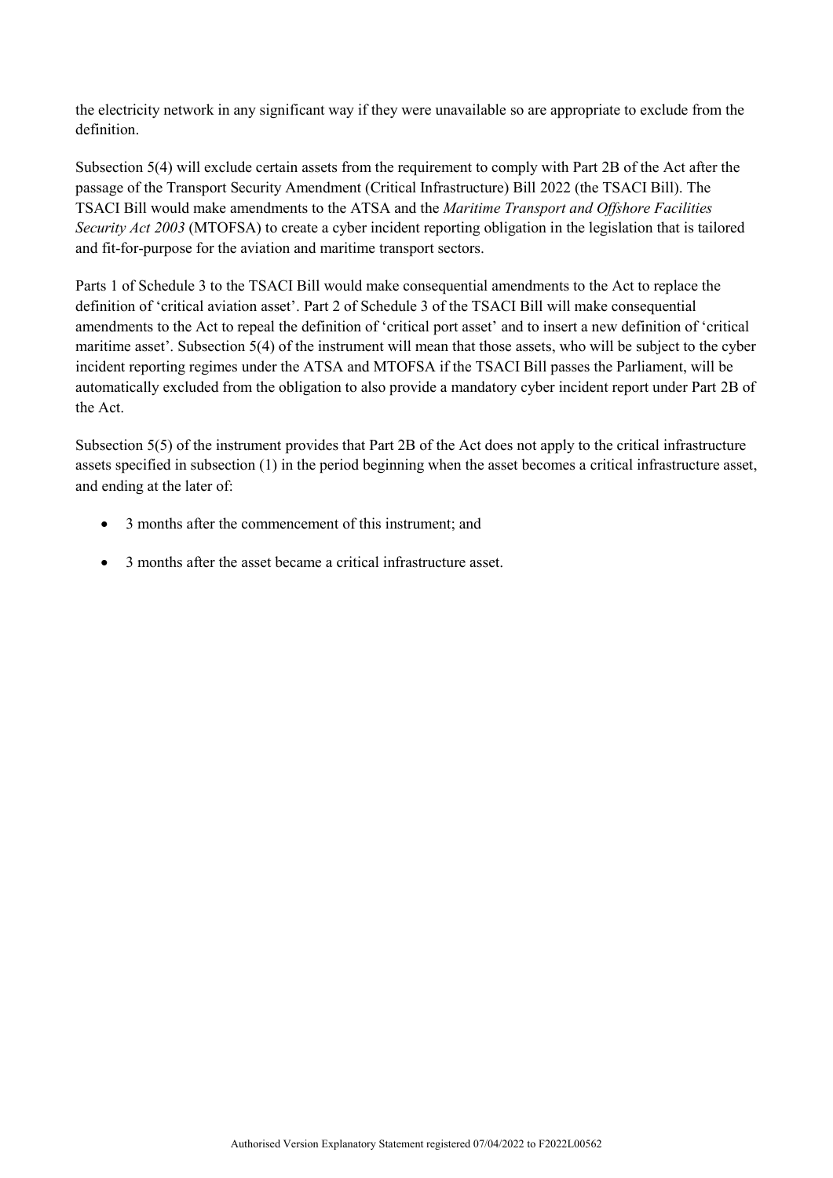the electricity network in any significant way if they were unavailable so are appropriate to exclude from the definition.

Subsection 5(4) will exclude certain assets from the requirement to comply with Part 2B of the Act after the passage of the Transport Security Amendment (Critical Infrastructure) Bill 2022 (the TSACI Bill). The TSACI Bill would make amendments to the ATSA and the *Maritime Transport and Offshore Facilities Security Act 2003* (MTOFSA) to create a cyber incident reporting obligation in the legislation that is tailored and fit-for-purpose for the aviation and maritime transport sectors.

Parts 1 of Schedule 3 to the TSACI Bill would make consequential amendments to the Act to replace the definition of 'critical aviation asset'. Part 2 of Schedule 3 of the TSACI Bill will make consequential amendments to the Act to repeal the definition of 'critical port asset' and to insert a new definition of 'critical maritime asset'. Subsection 5(4) of the instrument will mean that those assets, who will be subject to the cyber incident reporting regimes under the ATSA and MTOFSA if the TSACI Bill passes the Parliament, will be automatically excluded from the obligation to also provide a mandatory cyber incident report under Part 2B of the Act.

Subsection 5(5) of the instrument provides that Part 2B of the Act does not apply to the critical infrastructure assets specified in subsection (1) in the period beginning when the asset becomes a critical infrastructure asset, and ending at the later of:

- 3 months after the commencement of this instrument; and
- 3 months after the asset became a critical infrastructure asset.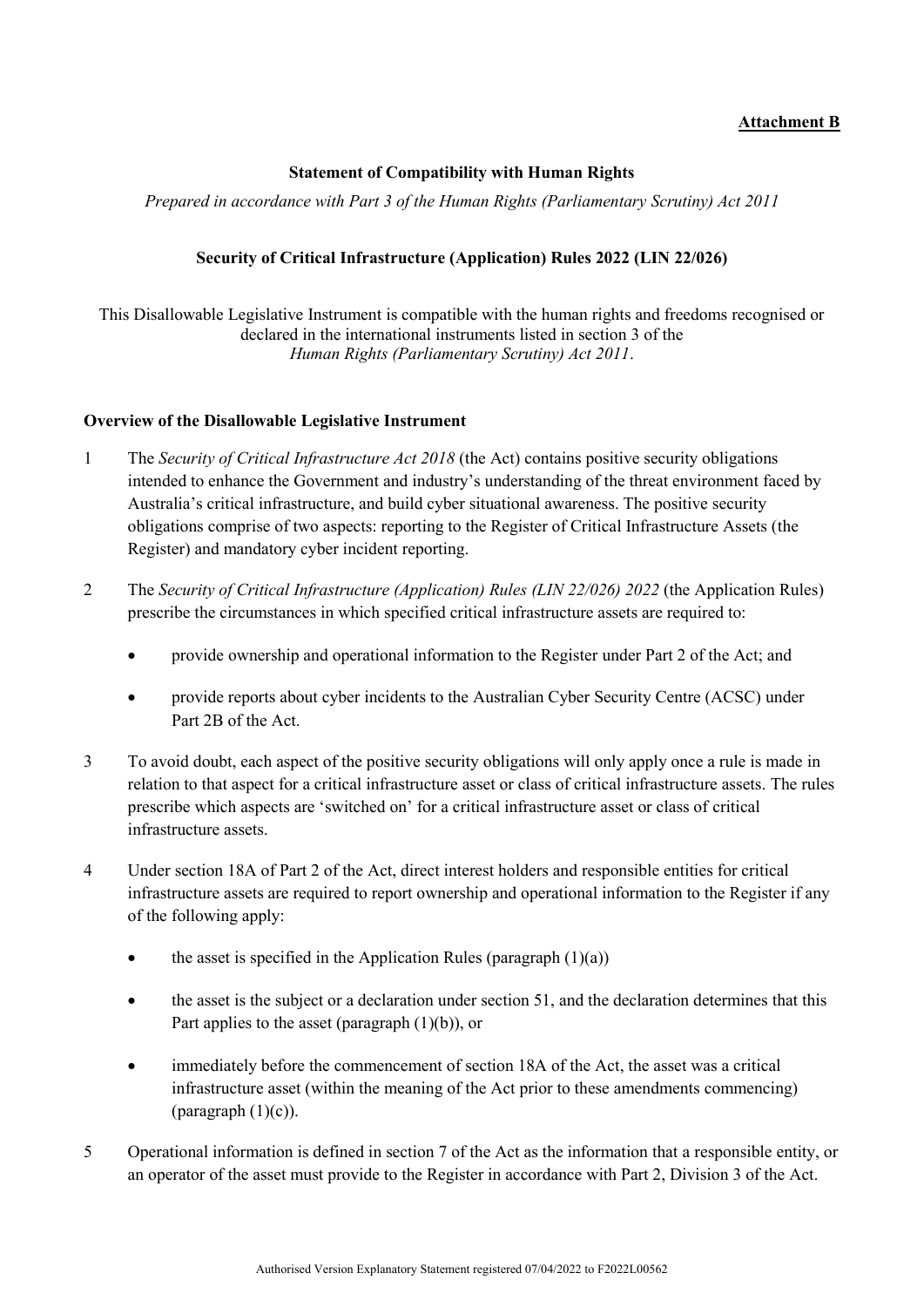**Attachment B**

**Statement of Compatibility with Human Rights**

*Prepared in accordance with Part 3 of the Human Rights (Parliamentary Scrutiny) Act 2011*

**Security of Critical Infrastructure (Application) Rules 2022 (LIN 22/026)**

This Disallowable Legislative Instrument is compatible with the human rights and freedoms recognised or declared in the international instruments listed in section 3 of the *Human Rights (Parliamentary Scrutiny) Act 2011*.

**Overview of the Disallowable Legislative Instrument**

1 The *Security of Critical Infrastructure Act 2018* (the Act) contains positive security obligations intended to enhance the Government and industry's understanding of the threat environment faced by Australia's critical infrastructure, and build cyber situational awareness. The positive security obligations comprise of two aspects: reporting to the Register of Critical Infrastructure Assets (the Register) and mandatory cyber incident reporting.

2 The *Security of Critical Infrastructure (Application) Rules (LIN 22/026) 2022* (the Application Rules) prescribe the circumstances in which specified critical infrastructure assets are required to:

- provide ownership and operational information to the Register under Part 2 of the Act; and
- provide reports about cyber incidents to the Australian Cyber Security Centre (ACSC) under Part 2B of the Act.

3 To avoid doubt, each aspect of the positive security obligations will only apply once a rule is made in relation to that aspect for a critical infrastructure asset or class of critical infrastructure assets. The rules prescribe which aspects are 'switched on' for a critical infrastructure asset or class of critical infrastructure assets.

4 Under section 18A of Part 2 of the Act, direct interest holders and responsible entities for critical infrastructure assets are required to report ownership and operational information to the Register if any of the following apply:

- the asset is specified in the Application Rules (paragraph (1)(a))
- the asset is the subject or a declaration under section 51, and the declaration determines that this Part applies to the asset (paragraph (1)(b)), or
- immediately before the commencement of section 18A of the Act, the asset was a critical infrastructure asset (within the meaning of the Act prior to these amendments commencing) (paragraph (1)(c)).

5 Operational information is defined in section 7 of the Act as the information that a responsible entity, or an operator of the asset must provide to the Register in accordance with Part 2, Division 3 of the Act.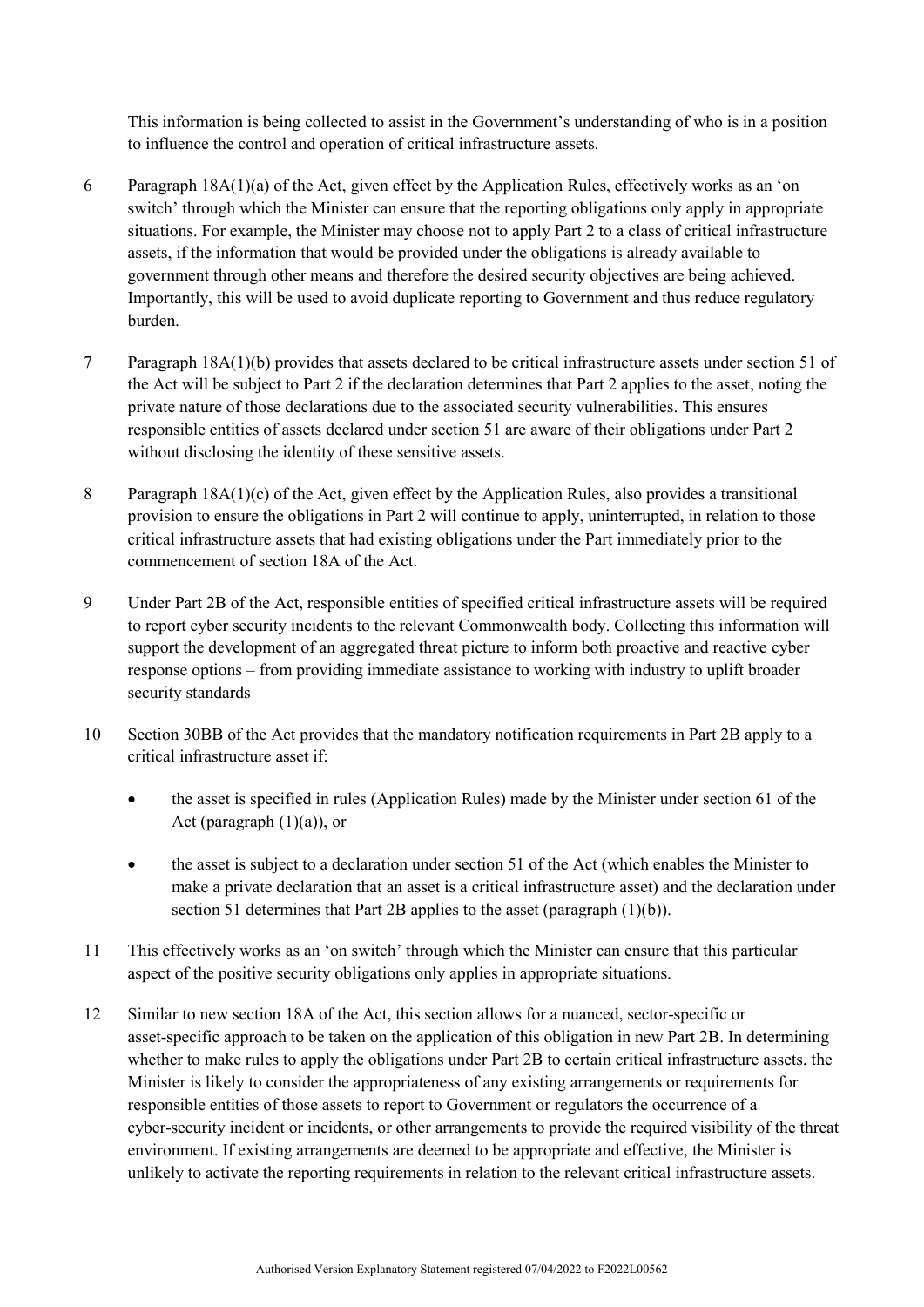This information is being collected to assist in the Government's understanding of who is in a position to influence the control and operation of critical infrastructure assets.

6 Paragraph 18A(1)(a) of the Act, given effect by the Application Rules, effectively works as an 'on switch' through which the Minister can ensure that the reporting obligations only apply in appropriate situations. For example, the Minister may choose not to apply Part 2 to a class of critical infrastructure assets, if the information that would be provided under the obligations is already available to government through other means and therefore the desired security objectives are being achieved. Importantly, this will be used to avoid duplicate reporting to Government and thus reduce regulatory burden.

7 Paragraph 18A(1)(b) provides that assets declared to be critical infrastructure assets under section 51 of the Act will be subject to Part 2 if the declaration determines that Part 2 applies to the asset, noting the private nature of those declarations due to the associated security vulnerabilities. This ensures responsible entities of assets declared under section 51 are aware of their obligations under Part 2 without disclosing the identity of these sensitive assets.

8 Paragraph 18A(1)(c) of the Act, given effect by the Application Rules, also provides a transitional provision to ensure the obligations in Part 2 will continue to apply, uninterrupted, in relation to those critical infrastructure assets that had existing obligations under the Part immediately prior to the commencement of section 18A of the Act.

9 Under Part 2B of the Act, responsible entities of specified critical infrastructure assets will be required to report cyber security incidents to the relevant Commonwealth body. Collecting this information will support the development of an aggregated threat picture to inform both proactive and reactive cyber response options – from providing immediate assistance to working with industry to uplift broader security standards

10 Section 30BB of the Act provides that the mandatory notification requirements in Part 2B apply to a critical infrastructure asset if:

- the asset is specified in rules (Application Rules) made by the Minister under section 61 of the Act (paragraph (1)(a)), or
- the asset is subject to a declaration under section 51 of the Act (which enables the Minister to make a private declaration that an asset is a critical infrastructure asset) and the declaration under section 51 determines that Part 2B applies to the asset (paragraph (1)(b)).

11 This effectively works as an 'on switch' through which the Minister can ensure that this particular aspect of the positive security obligations only applies in appropriate situations.

12 Similar to new section 18A of the Act, this section allows for a nuanced, sector-specific or asset-specific approach to be taken on the application of this obligation in new Part 2B. In determining whether to make rules to apply the obligations under Part 2B to certain critical infrastructure assets, the Minister is likely to consider the appropriateness of any existing arrangements or requirements for responsible entities of those assets to report to Government or regulators the occurrence of a cyber-security incident or incidents, or other arrangements to provide the required visibility of the threat environment. If existing arrangements are deemed to be appropriate and effective, the Minister is unlikely to activate the reporting requirements in relation to the relevant critical infrastructure assets.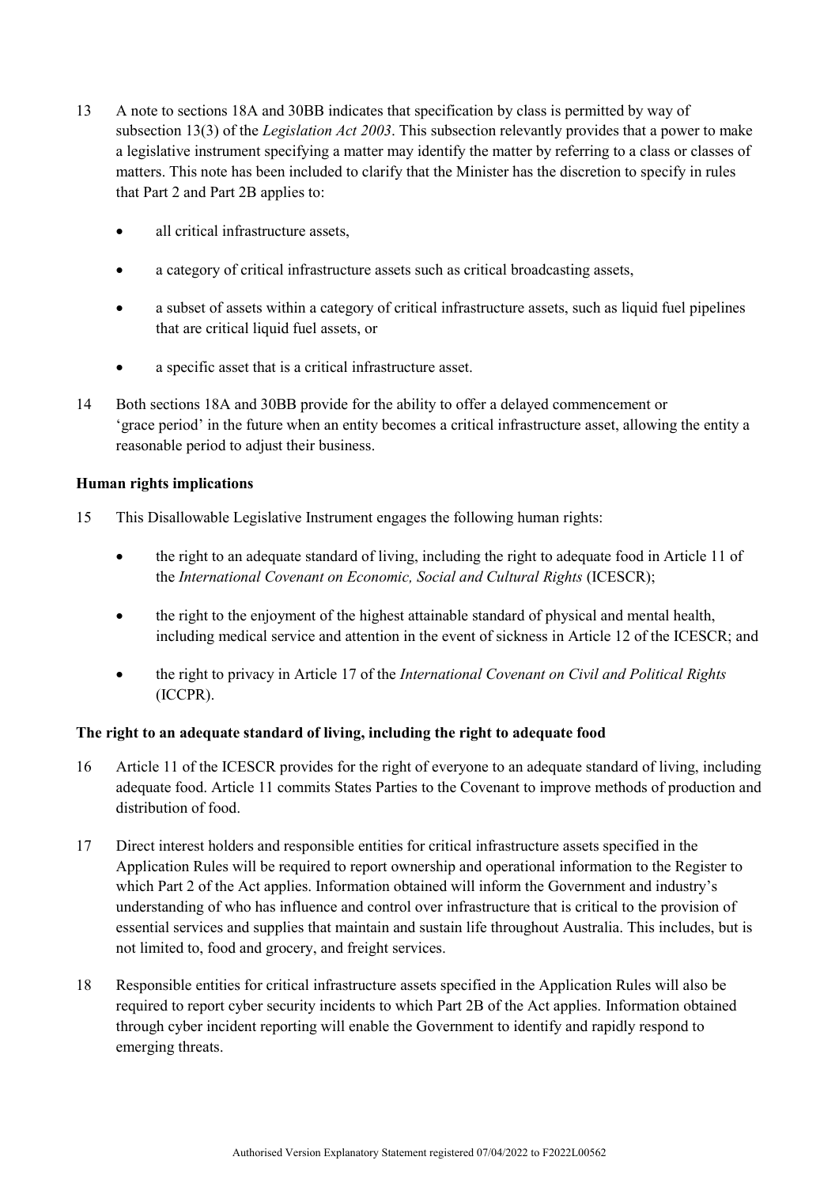13 A note to sections 18A and 30BB indicates that specification by class is permitted by way of subsection 13(3) of the *Legislation Act 2003*. This subsection relevantly provides that a power to make a legislative instrument specifying a matter may identify the matter by referring to a class or classes of matters. This note has been included to clarify that the Minister has the discretion to specify in rules that Part 2 and Part 2B applies to:

- all critical infrastructure assets,
- a category of critical infrastructure assets such as critical broadcasting assets,
- a subset of assets within a category of critical infrastructure assets, such as liquid fuel pipelines that are critical liquid fuel assets, or
- a specific asset that is a critical infrastructure asset.

14 Both sections 18A and 30BB provide for the ability to offer a delayed commencement or 'grace period' in the future when an entity becomes a critical infrastructure asset, allowing the entity a reasonable period to adjust their business.

**Human rights implications**

15 This Disallowable Legislative Instrument engages the following human rights:

- the right to an adequate standard of living, including the right to adequate food in Article 11 of the *International Covenant on Economic, Social and Cultural Rights* (ICESCR);
- the right to the enjoyment of the highest attainable standard of physical and mental health, including medical service and attention in the event of sickness in Article 12 of the ICESCR; and
- the right to privacy in Article 17 of the *International Covenant on Civil and Political Rights* (ICCPR).

**The right to an adequate standard of living, including the right to adequate food**

16 Article 11 of the ICESCR provides for the right of everyone to an adequate standard of living, including adequate food. Article 11 commits States Parties to the Covenant to improve methods of production and distribution of food.

17 Direct interest holders and responsible entities for critical infrastructure assets specified in the Application Rules will be required to report ownership and operational information to the Register to which Part 2 of the Act applies. Information obtained will inform the Government and industry's understanding of who has influence and control over infrastructure that is critical to the provision of essential services and supplies that maintain and sustain life throughout Australia. This includes, but is not limited to, food and grocery, and freight services.

18 Responsible entities for critical infrastructure assets specified in the Application Rules will also be required to report cyber security incidents to which Part 2B of the Act applies. Information obtained through cyber incident reporting will enable the Government to identify and rapidly respond to emerging threats.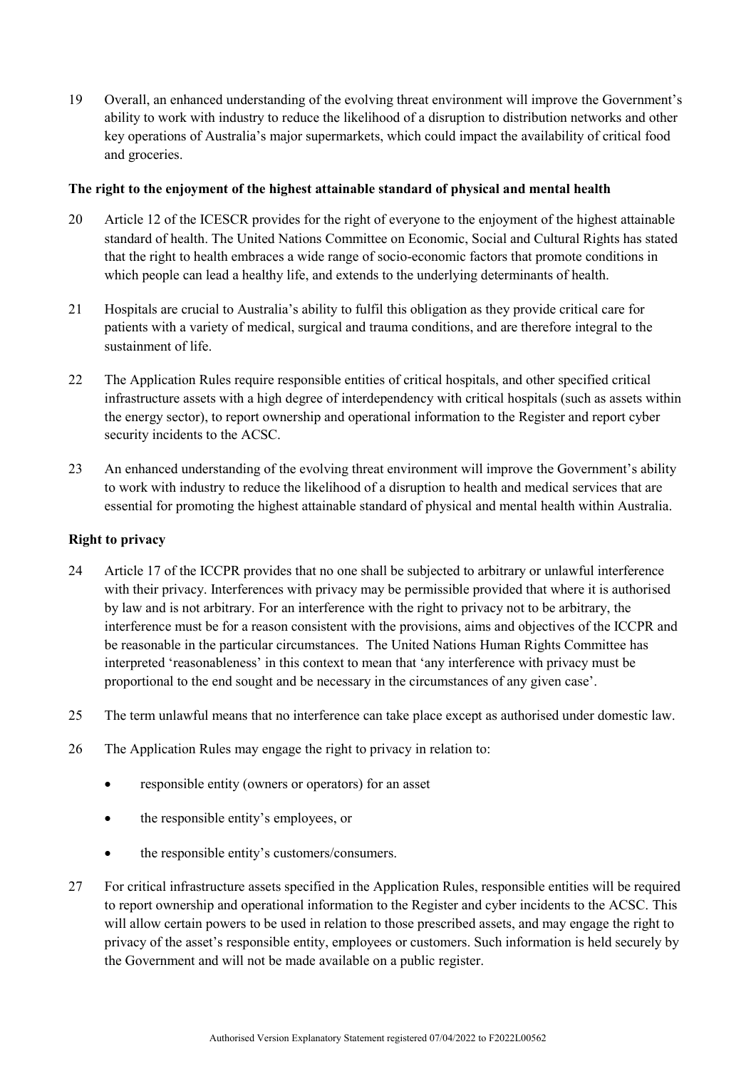19 Overall, an enhanced understanding of the evolving threat environment will improve the Government's ability to work with industry to reduce the likelihood of a disruption to distribution networks and other key operations of Australia's major supermarkets, which could impact the availability of critical food and groceries.

**The right to the enjoyment of the highest attainable standard of physical and mental health**

20 Article 12 of the ICESCR provides for the right of everyone to the enjoyment of the highest attainable standard of health. The United Nations Committee on Economic, Social and Cultural Rights has stated that the right to health embraces a wide range of socio-economic factors that promote conditions in which people can lead a healthy life, and extends to the underlying determinants of health.

21 Hospitals are crucial to Australia's ability to fulfil this obligation as they provide critical care for patients with a variety of medical, surgical and trauma conditions, and are therefore integral to the sustainment of life.

22 The Application Rules require responsible entities of critical hospitals, and other specified critical infrastructure assets with a high degree of interdependency with critical hospitals (such as assets within the energy sector), to report ownership and operational information to the Register and report cyber security incidents to the ACSC.

23 An enhanced understanding of the evolving threat environment will improve the Government's ability to work with industry to reduce the likelihood of a disruption to health and medical services that are essential for promoting the highest attainable standard of physical and mental health within Australia.

**Right to privacy**

24 Article 17 of the ICCPR provides that no one shall be subjected to arbitrary or unlawful interference with their privacy. Interferences with privacy may be permissible provided that where it is authorised by law and is not arbitrary. For an interference with the right to privacy not to be arbitrary, the interference must be for a reason consistent with the provisions, aims and objectives of the ICCPR and be reasonable in the particular circumstances. The United Nations Human Rights Committee has interpreted 'reasonableness' in this context to mean that 'any interference with privacy must be proportional to the end sought and be necessary in the circumstances of any given case'.

25 The term unlawful means that no interference can take place except as authorised under domestic law.

26 The Application Rules may engage the right to privacy in relation to:

- responsible entity (owners or operators) for an asset
- the responsible entity's employees, or
- the responsible entity's customers/consumers.

27 For critical infrastructure assets specified in the Application Rules, responsible entities will be required to report ownership and operational information to the Register and cyber incidents to the ACSC. This will allow certain powers to be used in relation to those prescribed assets, and may engage the right to privacy of the asset's responsible entity, employees or customers. Such information is held securely by the Government and will not be made available on a public register.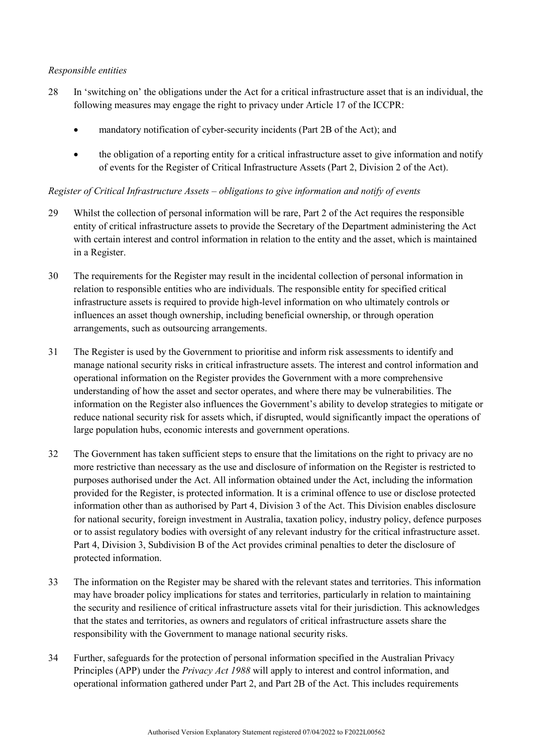*Responsible entities*

28 In 'switching on' the obligations under the Act for a critical infrastructure asset that is an individual, the following measures may engage the right to privacy under Article 17 of the ICCPR:

- mandatory notification of cyber-security incidents (Part 2B of the Act); and
- the obligation of a reporting entity for a critical infrastructure asset to give information and notify of events for the Register of Critical Infrastructure Assets (Part 2, Division 2 of the Act).

*Register of Critical Infrastructure Assets – obligations to give information and notify of events*

29 Whilst the collection of personal information will be rare, Part 2 of the Act requires the responsible entity of critical infrastructure assets to provide the Secretary of the Department administering the Act with certain interest and control information in relation to the entity and the asset, which is maintained in a Register.

30 The requirements for the Register may result in the incidental collection of personal information in relation to responsible entities who are individuals. The responsible entity for specified critical infrastructure assets is required to provide high-level information on who ultimately controls or influences an asset though ownership, including beneficial ownership, or through operation arrangements, such as outsourcing arrangements.

31 The Register is used by the Government to prioritise and inform risk assessments to identify and manage national security risks in critical infrastructure assets. The interest and control information and operational information on the Register provides the Government with a more comprehensive understanding of how the asset and sector operates, and where there may be vulnerabilities. The information on the Register also influences the Government's ability to develop strategies to mitigate or reduce national security risk for assets which, if disrupted, would significantly impact the operations of large population hubs, economic interests and government operations.

32 The Government has taken sufficient steps to ensure that the limitations on the right to privacy are no more restrictive than necessary as the use and disclosure of information on the Register is restricted to purposes authorised under the Act. All information obtained under the Act, including the information provided for the Register, is protected information. It is a criminal offence to use or disclose protected information other than as authorised by Part 4, Division 3 of the Act. This Division enables disclosure for national security, foreign investment in Australia, taxation policy, industry policy, defence purposes or to assist regulatory bodies with oversight of any relevant industry for the critical infrastructure asset. Part 4, Division 3, Subdivision B of the Act provides criminal penalties to deter the disclosure of protected information.

33 The information on the Register may be shared with the relevant states and territories. This information may have broader policy implications for states and territories, particularly in relation to maintaining the security and resilience of critical infrastructure assets vital for their jurisdiction. This acknowledges that the states and territories, as owners and regulators of critical infrastructure assets share the responsibility with the Government to manage national security risks.

34 Further, safeguards for the protection of personal information specified in the Australian Privacy Principles (APP) under the *Privacy Act 1988* will apply to interest and control information, and operational information gathered under Part 2, and Part 2B of the Act. This includes requirements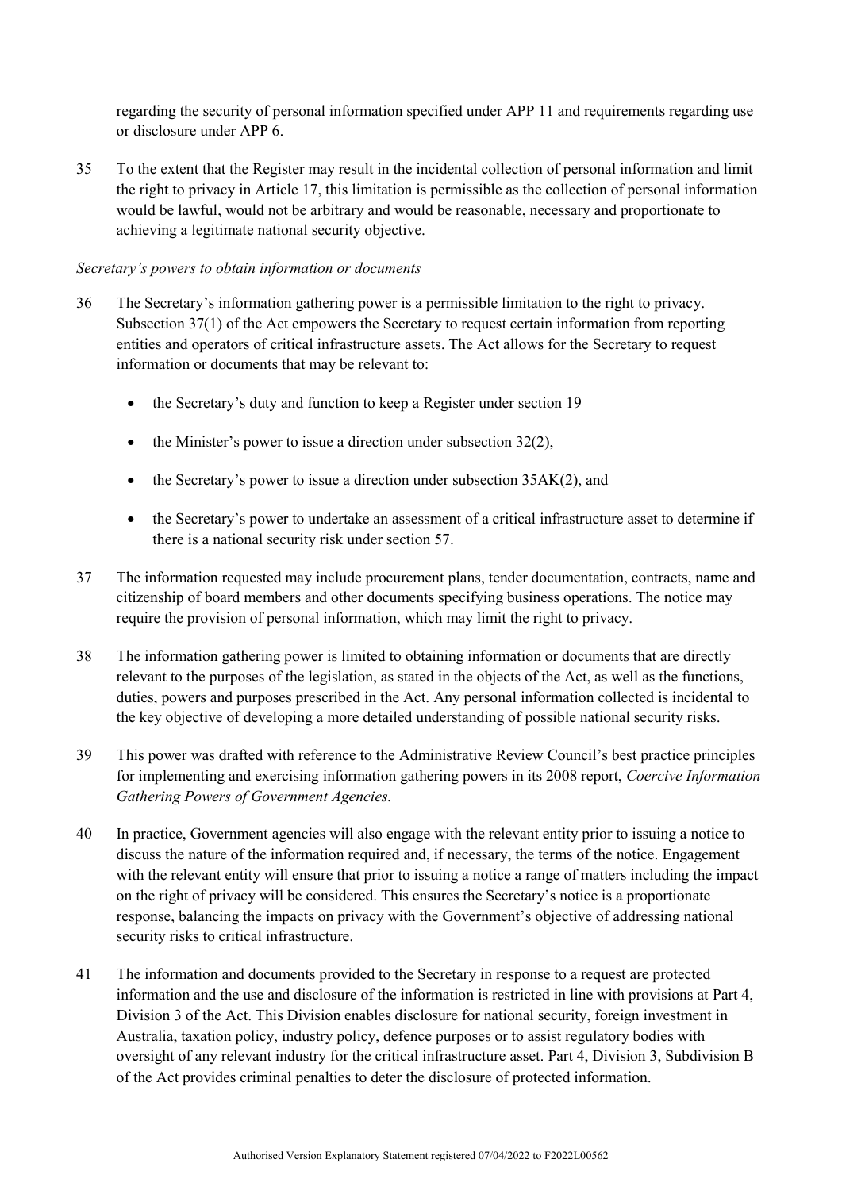regarding the security of personal information specified under APP 11 and requirements regarding use or disclosure under APP 6.

35 To the extent that the Register may result in the incidental collection of personal information and limit the right to privacy in Article 17, this limitation is permissible as the collection of personal information would be lawful, would not be arbitrary and would be reasonable, necessary and proportionate to achieving a legitimate national security objective.

*Secretary's powers to obtain information or documents*

36 The Secretary's information gathering power is a permissible limitation to the right to privacy. Subsection 37(1) of the Act empowers the Secretary to request certain information from reporting entities and operators of critical infrastructure assets. The Act allows for the Secretary to request information or documents that may be relevant to:

- the Secretary's duty and function to keep a Register under section 19
- the Minister's power to issue a direction under subsection 32(2),
- the Secretary's power to issue a direction under subsection 35AK(2), and
- the Secretary's power to undertake an assessment of a critical infrastructure asset to determine if there is a national security risk under section 57.

37 The information requested may include procurement plans, tender documentation, contracts, name and citizenship of board members and other documents specifying business operations. The notice may require the provision of personal information, which may limit the right to privacy.

38 The information gathering power is limited to obtaining information or documents that are directly relevant to the purposes of the legislation, as stated in the objects of the Act, as well as the functions, duties, powers and purposes prescribed in the Act. Any personal information collected is incidental to the key objective of developing a more detailed understanding of possible national security risks.

39 This power was drafted with reference to the Administrative Review Council's best practice principles for implementing and exercising information gathering powers in its 2008 report, *Coercive Information Gathering Powers of Government Agencies.*

40 In practice, Government agencies will also engage with the relevant entity prior to issuing a notice to discuss the nature of the information required and, if necessary, the terms of the notice. Engagement with the relevant entity will ensure that prior to issuing a notice a range of matters including the impact on the right of privacy will be considered. This ensures the Secretary's notice is a proportionate response, balancing the impacts on privacy with the Government's objective of addressing national security risks to critical infrastructure.

41 The information and documents provided to the Secretary in response to a request are protected information and the use and disclosure of the information is restricted in line with provisions at Part 4, Division 3 of the Act. This Division enables disclosure for national security, foreign investment in Australia, taxation policy, industry policy, defence purposes or to assist regulatory bodies with oversight of any relevant industry for the critical infrastructure asset. Part 4, Division 3, Subdivision B of the Act provides criminal penalties to deter the disclosure of protected information.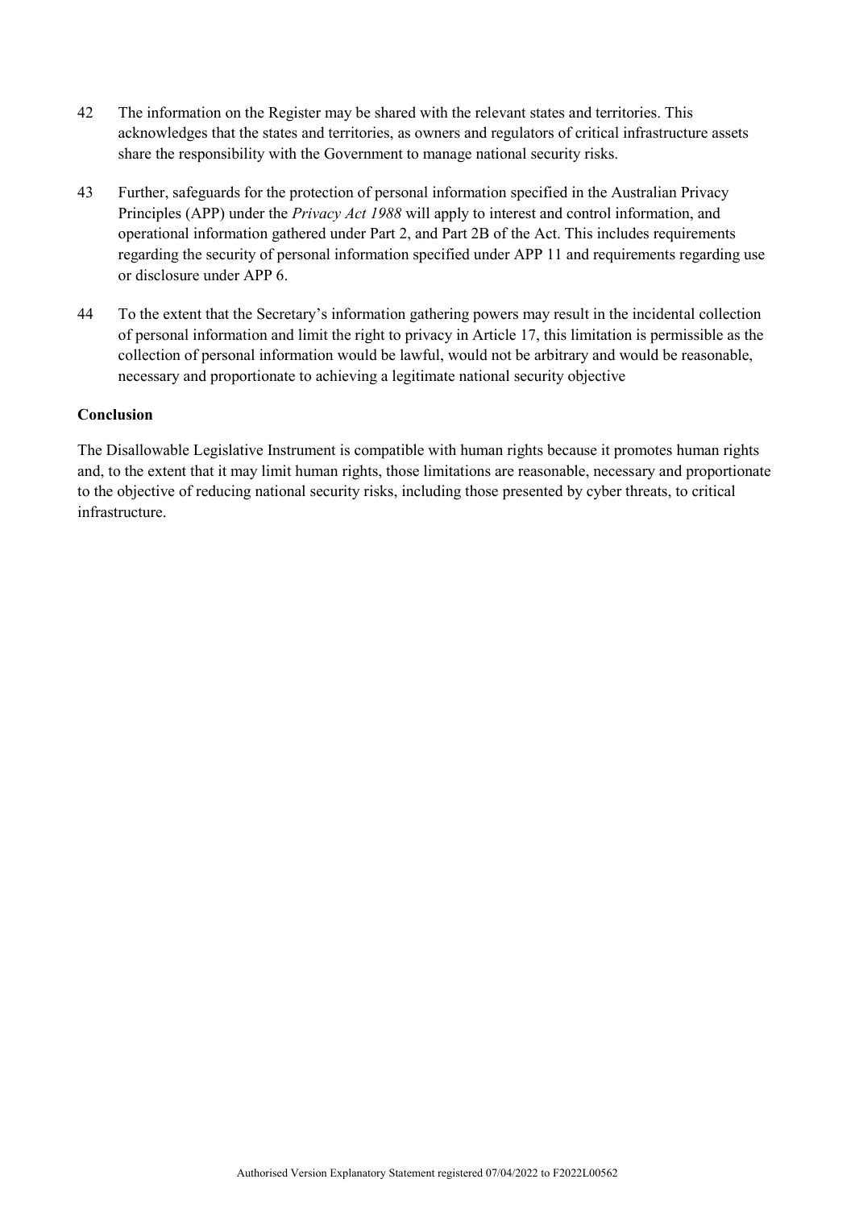42 The information on the Register may be shared with the relevant states and territories. This acknowledges that the states and territories, as owners and regulators of critical infrastructure assets share the responsibility with the Government to manage national security risks.

43 Further, safeguards for the protection of personal information specified in the Australian Privacy Principles (APP) under the *Privacy Act 1988* will apply to interest and control information, and operational information gathered under Part 2, and Part 2B of the Act. This includes requirements regarding the security of personal information specified under APP 11 and requirements regarding use or disclosure under APP 6.

44 To the extent that the Secretary's information gathering powers may result in the incidental collection of personal information and limit the right to privacy in Article 17, this limitation is permissible as the collection of personal information would be lawful, would not be arbitrary and would be reasonable, necessary and proportionate to achieving a legitimate national security objective

**Conclusion**

The Disallowable Legislative Instrument is compatible with human rights because it promotes human rights and, to the extent that it may limit human rights, those limitations are reasonable, necessary and proportionate to the objective of reducing national security risks, including those presented by cyber threats, to critical infrastructure.